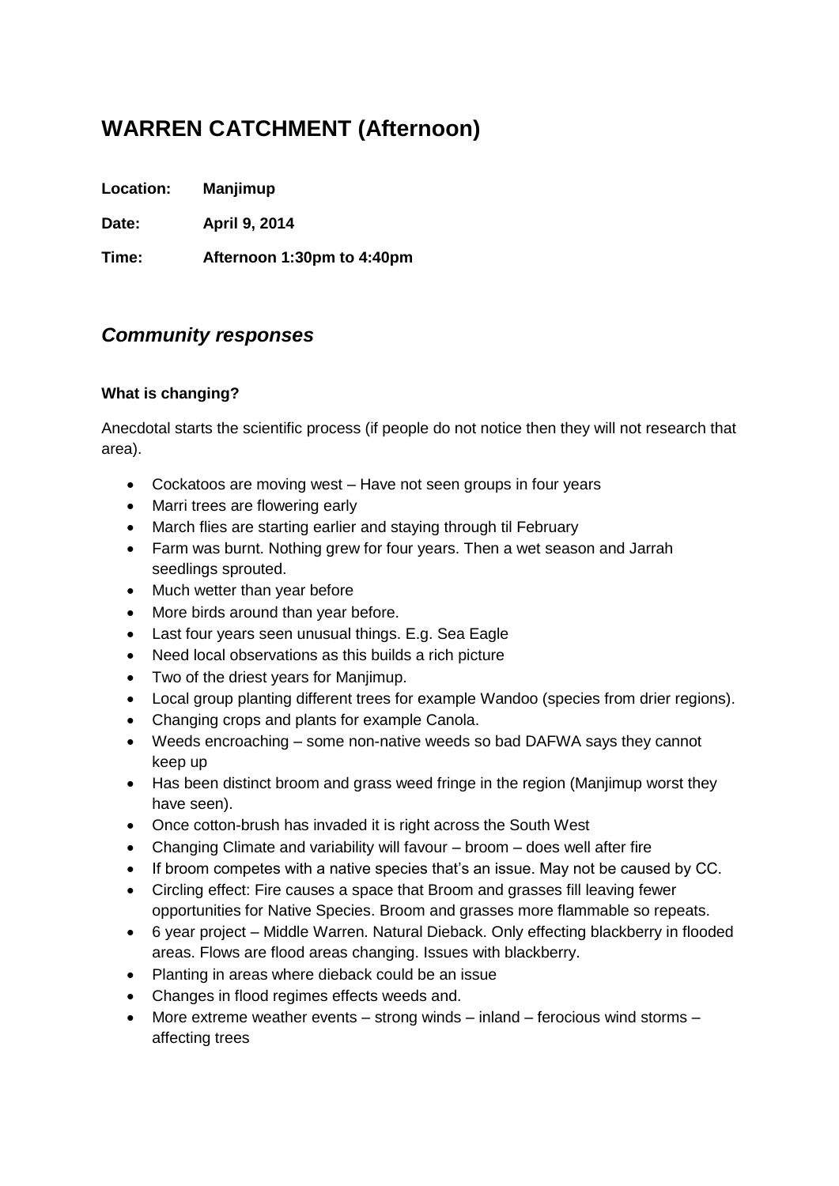# WARREN CATCHMENT (Afternoon)

**Location:** **Manjimup**

**Date:** **April 9, 2014**

**Time:** **Afternoon 1:30pm to 4:40pm**

## *Community responses*

### What is changing?

Anecdotal starts the scientific process (if people do not notice then they will not research that area).

- Cockatoos are moving west – Have not seen groups in four years
- Marri trees are flowering early
- March flies are starting earlier and staying through til February
- Farm was burnt. Nothing grew for four years. Then a wet season and Jarrah seedlings sprouted.
- Much wetter than year before
- More birds around than year before.
- Last four years seen unusual things. E.g. Sea Eagle
- Need local observations as this builds a rich picture
- Two of the driest years for Manjimup.
- Local group planting different trees for example Wandoo (species from drier regions).
- Changing crops and plants for example Canola.
- Weeds encroaching – some non-native weeds so bad DAFWA says they cannot keep up
- Has been distinct broom and grass weed fringe in the region (Manjimup worst they have seen).
- Once cotton-brush has invaded it is right across the South West
- Changing Climate and variability will favour – broom – does well after fire
- If broom competes with a native species that's an issue. May not be caused by CC.
- Circling effect: Fire causes a space that Broom and grasses fill leaving fewer opportunities for Native Species. Broom and grasses more flammable so repeats.
- 6 year project – Middle Warren. Natural Dieback. Only effecting blackberry in flooded areas. Flows are flood areas changing. Issues with blackberry.
- Planting in areas where dieback could be an issue
- Changes in flood regimes effects weeds and.
- More extreme weather events – strong winds – inland – ferocious wind storms – affecting trees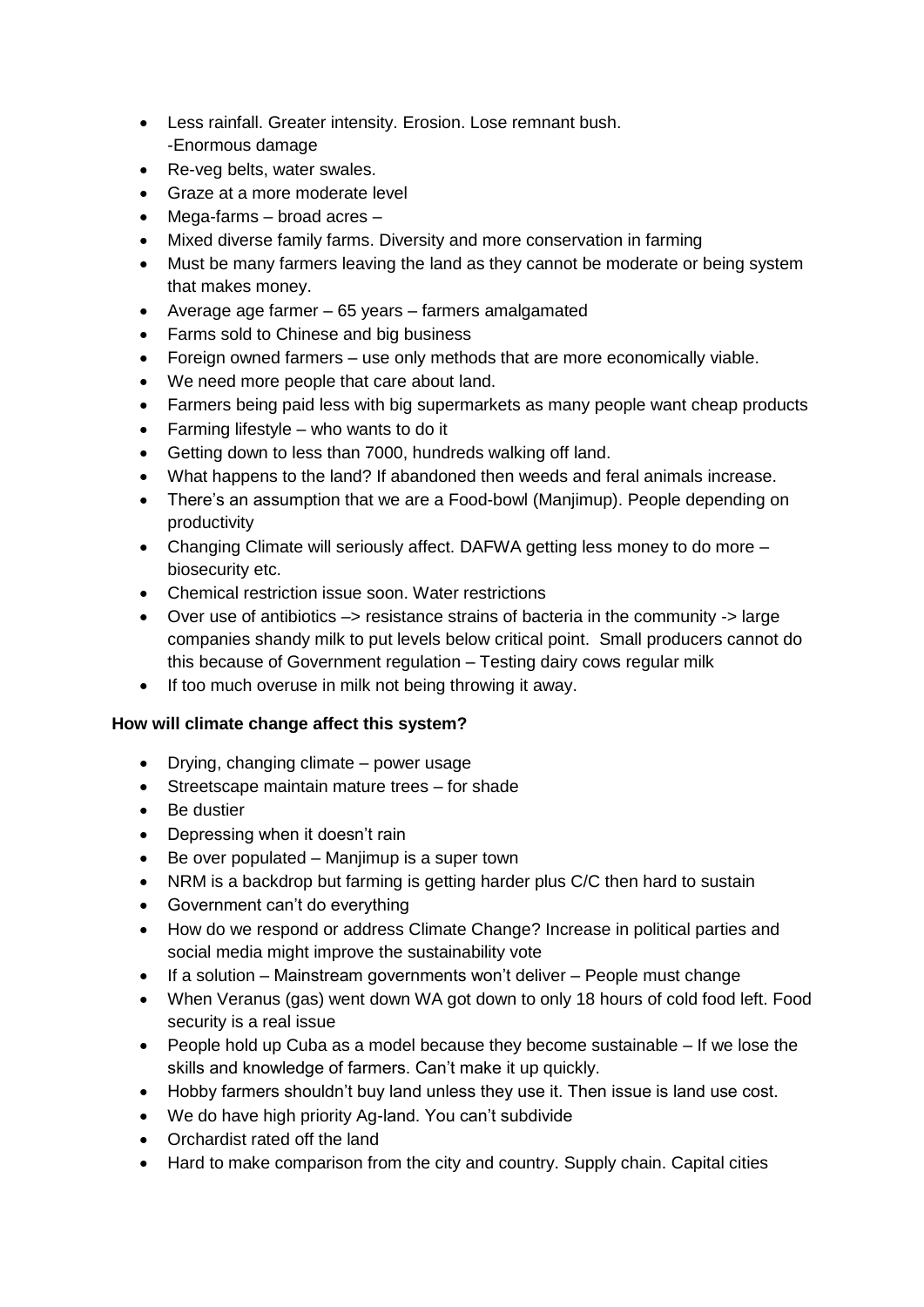- Less rainfall. Greater intensity. Erosion. Lose remnant bush.
  -Enormous damage
- Re-veg belts, water swales.
- Graze at a more moderate level
- Mega-farms – broad acres –
- Mixed diverse family farms. Diversity and more conservation in farming
- Must be many farmers leaving the land as they cannot be moderate or being system that makes money.
- Average age farmer – 65 years – farmers amalgamated
- Farms sold to Chinese and big business
- Foreign owned farmers – use only methods that are more economically viable.
- We need more people that care about land.
- Farmers being paid less with big supermarkets as many people want cheap products
- Farming lifestyle – who wants to do it
- Getting down to less than 7000, hundreds walking off land.
- What happens to the land? If abandoned then weeds and feral animals increase.
- There's an assumption that we are a Food-bowl (Manjimup). People depending on productivity
- Changing Climate will seriously affect. DAFWA getting less money to do more – biosecurity etc.
- Chemical restriction issue soon. Water restrictions
- Over use of antibiotics –> resistance strains of bacteria in the community -> large companies shandy milk to put levels below critical point. Small producers cannot do this because of Government regulation – Testing dairy cows regular milk
- If too much overuse in milk not being throwing it away.

**How will climate change affect this system?**

- Drying, changing climate – power usage
- Streetscape maintain mature trees – for shade
- Be dustier
- Depressing when it doesn't rain
- Be over populated – Manjimup is a super town
- NRM is a backdrop but farming is getting harder plus C/C then hard to sustain
- Government can't do everything
- How do we respond or address Climate Change? Increase in political parties and social media might improve the sustainability vote
- If a solution – Mainstream governments won't deliver – People must change
- When Veranus (gas) went down WA got down to only 18 hours of cold food left. Food security is a real issue
- People hold up Cuba as a model because they become sustainable – If we lose the skills and knowledge of farmers. Can't make it up quickly.
- Hobby farmers shouldn't buy land unless they use it. Then issue is land use cost.
- We do have high priority Ag-land. You can't subdivide
- Orchardist rated off the land
- Hard to make comparison from the city and country. Supply chain. Capital cities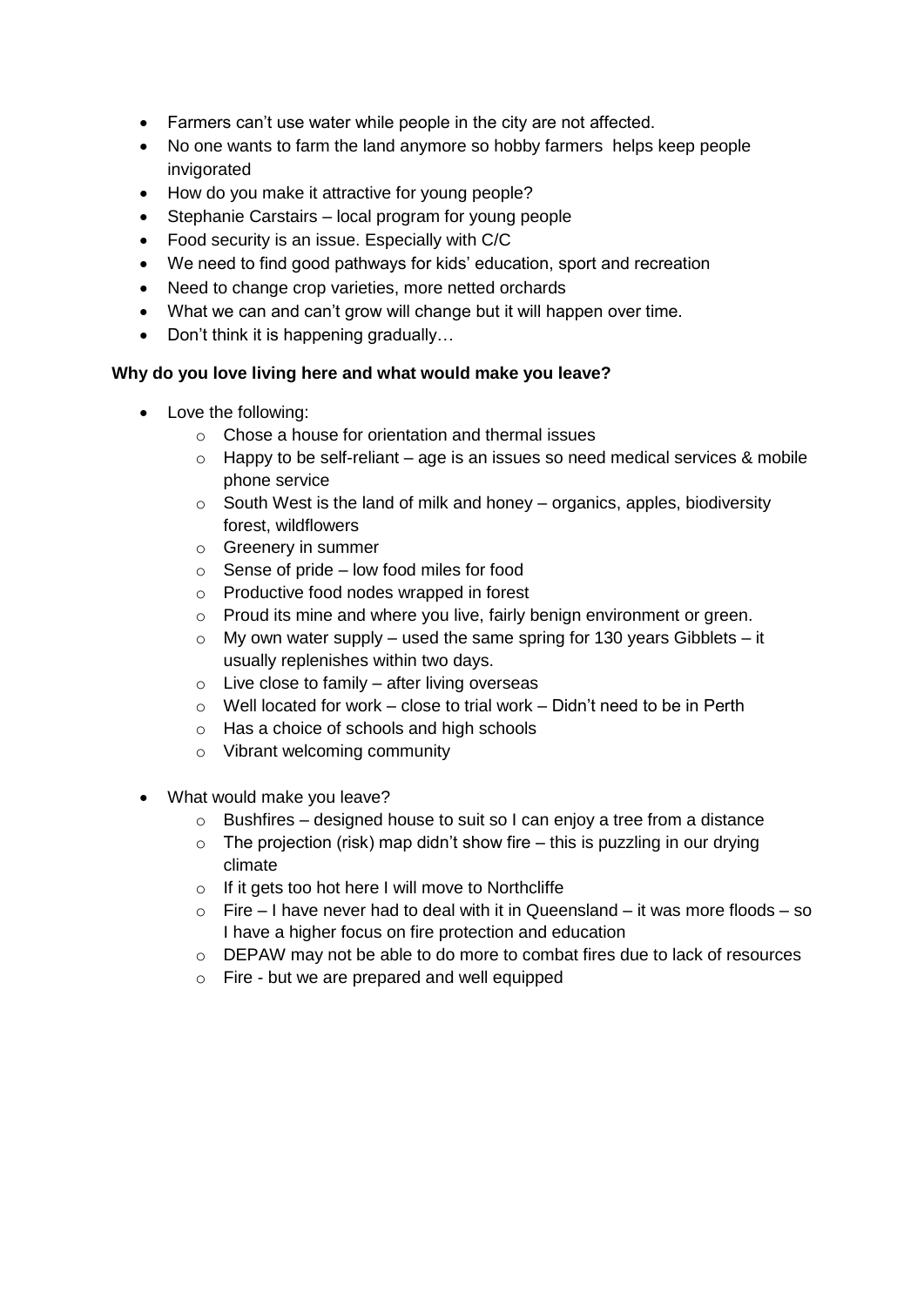- Farmers can't use water while people in the city are not affected.
- No one wants to farm the land anymore so hobby farmers  helps keep people invigorated
- How do you make it attractive for young people?
- Stephanie Carstairs – local program for young people
- Food security is an issue. Especially with C/C
- We need to find good pathways for kids' education, sport and recreation
- Need to change crop varieties, more netted orchards
- What we can and can't grow will change but it will happen over time.
- Don't think it is happening gradually…

**Why do you love living here and what would make you leave?**

- Love the following:
  - Chose a house for orientation and thermal issues
  - Happy to be self-reliant – age is an issues so need medical services & mobile phone service
  - South West is the land of milk and honey – organics, apples, biodiversity forest, wildflowers
  - Greenery in summer
  - Sense of pride – low food miles for food
  - Productive food nodes wrapped in forest
  - Proud its mine and where you live, fairly benign environment or green.
  - My own water supply – used the same spring for 130 years Gibblets – it usually replenishes within two days.
  - Live close to family – after living overseas
  - Well located for work – close to trial work – Didn't need to be in Perth
  - Has a choice of schools and high schools
  - Vibrant welcoming community

- What would make you leave?
  - Bushfires – designed house to suit so I can enjoy a tree from a distance
  - The projection (risk) map didn't show fire – this is puzzling in our drying climate
  - If it gets too hot here I will move to Northcliffe
  - Fire – I have never had to deal with it in Queensland – it was more floods – so I have a higher focus on fire protection and education
  - DEPAW may not be able to do more to combat fires due to lack of resources
  - Fire - but we are prepared and well equipped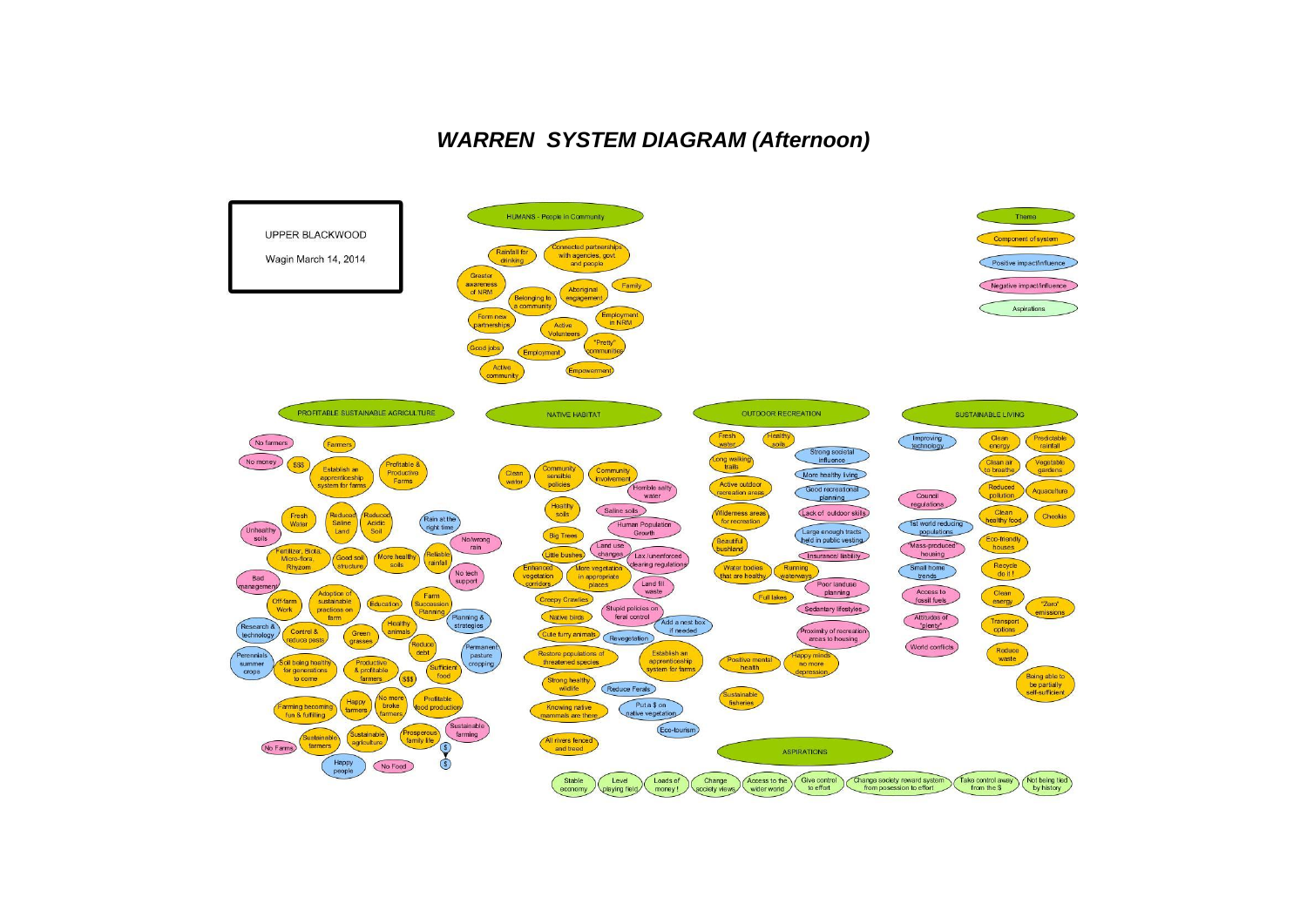# WARREN SYSTEM DIAGRAM (Afternoon)

UPPER BLACKWOOD

Wagin March 14, 2014

**Legend:**

- Theme
- Component of system
- Positive impact/influence
- Negative impact/influence
- Aspirations

## HUMANS - People in Community

Rainfall for drinking; Connected partnerships with agencies, govt and people; Greater awareness of NRM; Family; Aboriginal engagement; Belonging to a community; Form new partnerships; Employment in NRM; Active Volunteers; "Pretty" communities; Good jobs; Employment; Active community; Empowerment

## PROFITABLE SUSTAINABLE AGRICULTURE

No farmers; Farmers; No money; $$$; Establish an apprenticeship system for farms; Profitable & Productive Farms; Fresh Water; Reduced Saline Land; Reduced Acidic Soil; Rain at the right time; Unhealthy soils; No/wrong rain; Fertilizer, Biota, Micro-flora, Rhyzom; Good soil structure; More healthy soils; Reliable rainfall; No tech support; Bad management; Off-farm Work; Adoption of sustainable practices on farm; Education; Farm Succession Planning; Planning & strategies; Research & technology; Control & reduce pests; Green grasses; Healthy animals; Reduce debt; Permanent pasture cropping; Perennials summer crops; Soil being healthy for generations to come; Productive & profitable farmers; $$$; Sufficient food; Farming becoming fun & fulfilling; Happy farmers; No more broke farmers; Profitable food production; Sustainable farming; Sustainable farmers; Sustainable agriculture; Prosperous family life; $; $; No Farms; Happy people; No Food

## NATIVE HABITAT

Clean water; Community sensible policies; Community involvement; Horrible salty water; Healthy soils; Saline soils; Big Trees; Human Population Growth; Land use changes; Little bushes; Lax /unenforced clearing regulations; Enhanced vegetation corridors; More vegetation in appropriate places; Land fill waste; Creepy Crawlies; Stupid policies on feral control; Native birds; Add a nest box if needed; Cute furry animals; Revegetation; Restore populations of threatened species; Establish an apprenticeship system for farms; Strong healthy wildlife; Reduce Ferals; Knowing native mammals are there; Put a $ on native vegetation; Eco-tourism; All rivers fenced and treed

## OUTDOOR RECREATION

Fresh water; Healthy soils; Strong societal influence; Long walking trails; More healthy living; Active outdoor recreation areas; Good recreational planning; Wilderness areas for recreation; Lack of outdoor skills; Beautiful bushland; Large enough tracts held in public vesting; Insurance/ liability; Water bodies that are healthy; Running waterways; Poor landuse planning; Full lakes; Sedantary lifestyles; Proximity of recreation areas to housing; Positive mental health; Happy minds no more depression; Sustainable fisheries

## SUSTAINABLE LIVING

Improving technology; Clean energy; Predictable rainfall; Clean air to breathe; Vegetable gardens; Reduced pollution; Aquaculture; Council regulations; Clean healthy food; Chooks; 1st world reducing populations; Eco-friendly houses; "Mass-produced" housing; Small home trends; Recycle do it !; Access to fossil fuels; Clean energy; "Zero" emissions; Attitudes of "plenty"; Transport options; World conflicts; Reduce waste; Being able to be partially self-sufficient

## ASPIRATIONS

Stable economy; Level playing field; Loads of money !; Change society views; Access to the wider world; Give control to effort; Change society reward system from posession to effort; Take control away from the $; Not being tied by history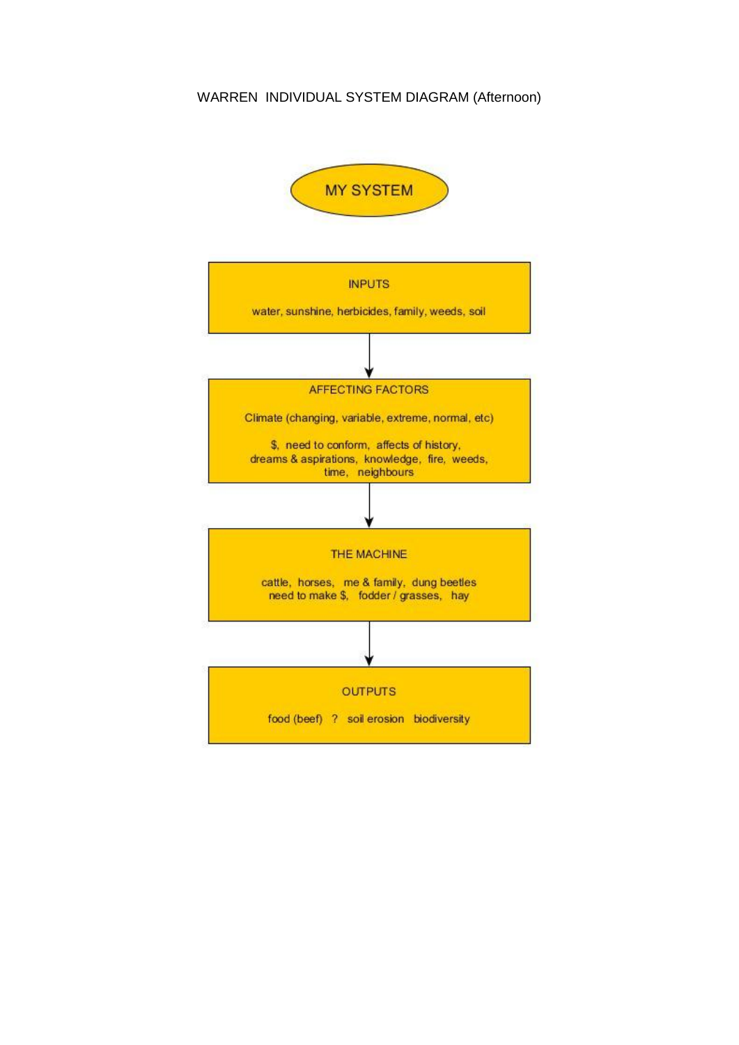WARREN INDIVIDUAL SYSTEM DIAGRAM (Afternoon)

MY SYSTEM

INPUTS

water, sunshine, herbicides, family, weeds, soil

AFFECTING FACTORS

Climate (changing, variable, extreme, normal, etc)

$, need to conform, affects of history, dreams & aspirations, knowledge, fire, weeds, time, neighbours

THE MACHINE

cattle, horses, me & family, dung beetles need to make $, fodder / grasses, hay

OUTPUTS

food (beef) ? soil erosion biodiversity